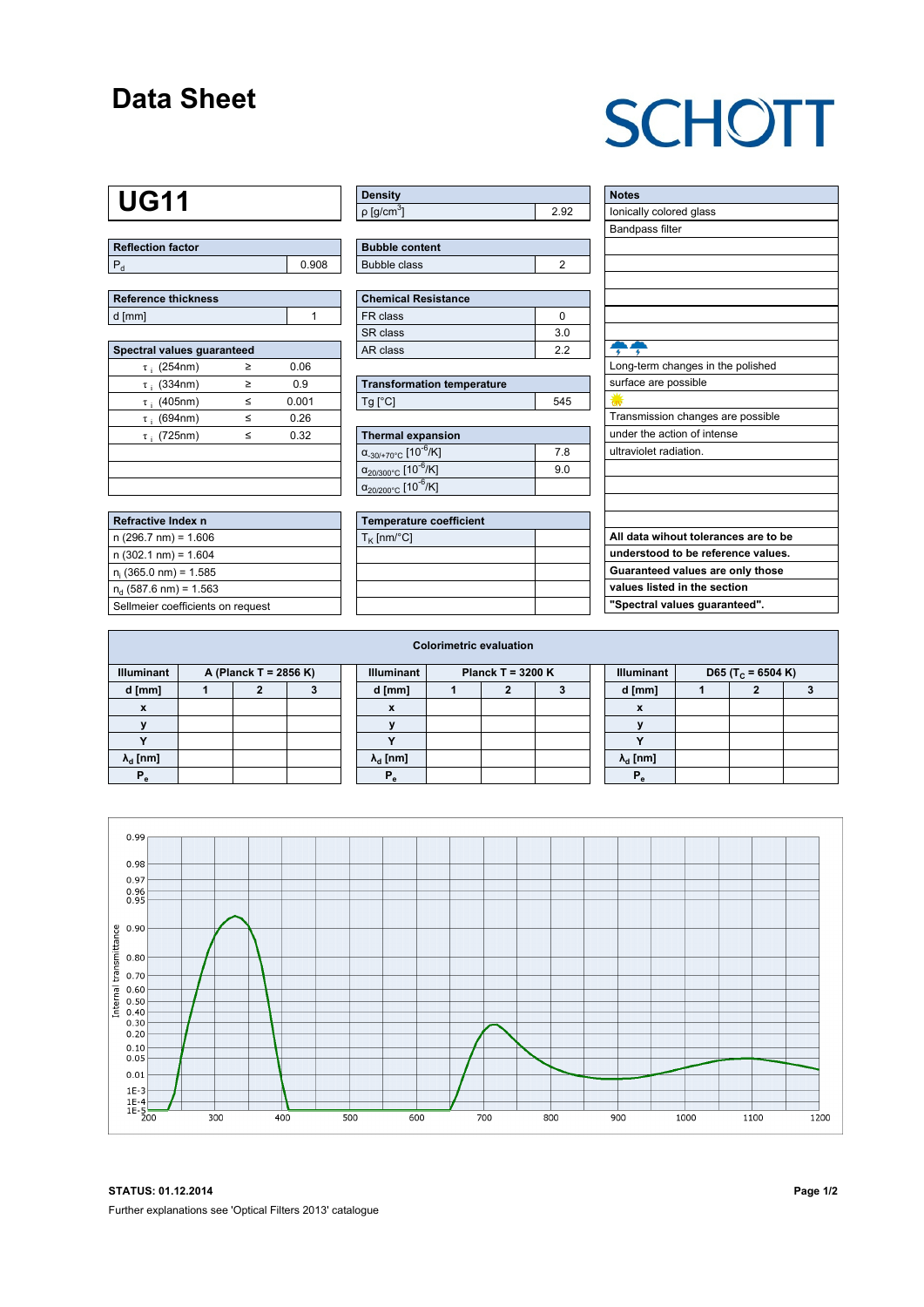# Data Sheet

SCHOTT

## UG11

| Reflection factor | |
|---|---|
| $P_d$ | 0.908 |

| Reference thickness | |
|---|---|
| d [mm] | 1 |

| Spectral values guaranteed | | |
|---|---|---|
| $\tau_i$ (254nm) | ≥ | 0.06 |
| $\tau_i$ (334nm) | ≥ | 0.9 |
| $\tau_i$ (405nm) | ≤ | 0.001 |
| $\tau_i$ (694nm) | ≤ | 0.26 |
| $\tau_i$ (725nm) | ≤ | 0.32 |

| Refractive Index n |
|---|
| n (296.7 nm) = 1.606 |
| n (302.1 nm) = 1.604 |
| $n_i$ (365.0 nm) = 1.585 |
| $n_d$ (587.6 nm) = 1.563 |
| Sellmeier coefficients on request |

| Density | |
|---|---|
| ρ [g/cm³] | 2.92 |

| Bubble content | |
|---|---|
| Bubble class | 2 |

| Chemical Resistance | |
|---|---|
| FR class | 0 |
| SR class | 3.0 |
| AR class | 2.2 |

| Transformation temperature | |
|---|---|
| Tg [°C] | 545 |

| Thermal expansion | |
|---|---|
| $\alpha_{-30/+70°C}$ [$10^{-6}$/K] | 7.8 |
| $\alpha_{20/300°C}$ [$10^{-6}$/K] | 9.0 |
| $\alpha_{20/200°C}$ [$10^{-6}$/K] | |

| Temperature coefficient | |
|---|---|
| $T_K$ [nm/°C] | |

| Notes |
|---|
| Ionically colored glass |
| Bandpass filter |
| Long-term changes in the polished surface are possible |
| Transmission changes are possible under the action of intense ultraviolet radiation. |

**All data wihout tolerances are to be understood to be reference values. Guaranteed values are only those values listed in the section "Spectral values guaranteed".**

### Colorimetric evaluation

| Illuminant | A (Planck T = 2856 K) | | | Illuminant | Planck T = 3200 K | | | Illuminant | D65 ($T_C$ = 6504 K) | | |
|---|---|---|---|---|---|---|---|---|---|---|---|
| d [mm] | 1 | 2 | 3 | d [mm] | 1 | 2 | 3 | d [mm] | 1 | 2 | 3 |
| x | | | | x | | | | x | | | |
| y | | | | y | | | | y | | | |
| Y | | | | Y | | | | Y | | | |
| $\lambda_d$ [nm] | | | | $\lambda_d$ [nm] | | | | $\lambda_d$ [nm] | | | |
| $P_e$ | | | | $P_e$ | | | | $P_e$ | | | |

**STATUS: 01.12.2014**

Further explanations see 'Optical Filters 2013' catalogue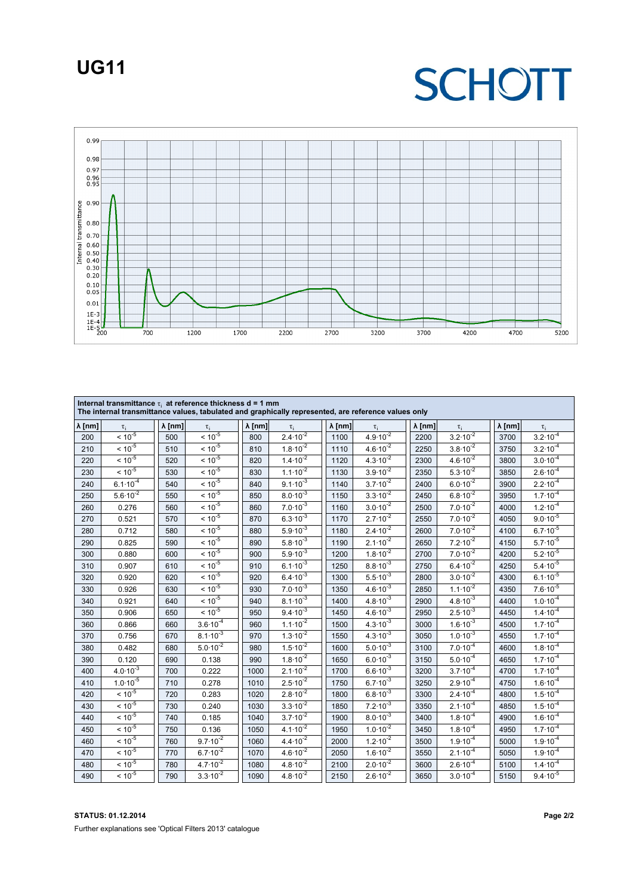# UG11

SCHOTT

Internal transmittance

0.99
0.98
0.97
0.96
0.95
0.90
0.80
0.70
0.60
0.50
0.40
0.30
0.20
0.10
0.05
0.01
1E-3
1E-4
1E-5

200 700 1200 1700 2200 2700 3200 3700 4200 4700 5200

**Internal transmittance $\tau_i$ at reference thickness d = 1 mm**
**The internal transmittance values, tabulated and graphically represented, are reference values only**

| λ [nm] | $\tau_i$ | λ [nm] | $\tau_i$ | λ [nm] | $\tau_i$ | λ [nm] | $\tau_i$ | λ [nm] | $\tau_i$ | λ [nm] | $\tau_i$ |
|---|---|---|---|---|---|---|---|---|---|---|---|
| 200 | $< 10^{-5}$ | 500 | $< 10^{-5}$ | 800 | $2.4 \cdot 10^{-2}$ | 1100 | $4.9 \cdot 10^{-2}$ | 2200 | $3.2 \cdot 10^{-2}$ | 3700 | $3.2 \cdot 10^{-4}$ |
| 210 | $< 10^{-5}$ | 510 | $< 10^{-5}$ | 810 | $1.8 \cdot 10^{-2}$ | 1110 | $4.6 \cdot 10^{-2}$ | 2250 | $3.8 \cdot 10^{-2}$ | 3750 | $3.2 \cdot 10^{-4}$ |
| 220 | $< 10^{-5}$ | 520 | $< 10^{-5}$ | 820 | $1.4 \cdot 10^{-2}$ | 1120 | $4.3 \cdot 10^{-2}$ | 2300 | $4.6 \cdot 10^{-2}$ | 3800 | $3.0 \cdot 10^{-4}$ |
| 230 | $< 10^{-5}$ | 530 | $< 10^{-5}$ | 830 | $1.1 \cdot 10^{-2}$ | 1130 | $3.9 \cdot 10^{-2}$ | 2350 | $5.3 \cdot 10^{-2}$ | 3850 | $2.6 \cdot 10^{-4}$ |
| 240 | $6.1 \cdot 10^{-4}$ | 540 | $< 10^{-5}$ | 840 | $9.1 \cdot 10^{-3}$ | 1140 | $3.7 \cdot 10^{-2}$ | 2400 | $6.0 \cdot 10^{-2}$ | 3900 | $2.2 \cdot 10^{-4}$ |
| 250 | $5.6 \cdot 10^{-2}$ | 550 | $< 10^{-5}$ | 850 | $8.0 \cdot 10^{-3}$ | 1150 | $3.3 \cdot 10^{-2}$ | 2450 | $6.8 \cdot 10^{-2}$ | 3950 | $1.7 \cdot 10^{-4}$ |
| 260 | 0.276 | 560 | $< 10^{-5}$ | 860 | $7.0 \cdot 10^{-3}$ | 1160 | $3.0 \cdot 10^{-2}$ | 2500 | $7.0 \cdot 10^{-2}$ | 4000 | $1.2 \cdot 10^{-4}$ |
| 270 | 0.521 | 570 | $< 10^{-5}$ | 870 | $6.3 \cdot 10^{-3}$ | 1170 | $2.7 \cdot 10^{-2}$ | 2550 | $7.0 \cdot 10^{-2}$ | 4050 | $9.0 \cdot 10^{-5}$ |
| 280 | 0.712 | 580 | $< 10^{-5}$ | 880 | $5.9 \cdot 10^{-3}$ | 1180 | $2.4 \cdot 10^{-2}$ | 2600 | $7.0 \cdot 10^{-2}$ | 4100 | $6.7 \cdot 10^{-5}$ |
| 290 | 0.825 | 590 | $< 10^{-5}$ | 890 | $5.8 \cdot 10^{-3}$ | 1190 | $2.1 \cdot 10^{-2}$ | 2650 | $7.2 \cdot 10^{-2}$ | 4150 | $5.7 \cdot 10^{-5}$ |
| 300 | 0.880 | 600 | $< 10^{-5}$ | 900 | $5.9 \cdot 10^{-3}$ | 1200 | $1.8 \cdot 10^{-2}$ | 2700 | $7.0 \cdot 10^{-2}$ | 4200 | $5.2 \cdot 10^{-5}$ |
| 310 | 0.907 | 610 | $< 10^{-5}$ | 910 | $6.1 \cdot 10^{-3}$ | 1250 | $8.8 \cdot 10^{-3}$ | 2750 | $6.4 \cdot 10^{-2}$ | 4250 | $5.4 \cdot 10^{-5}$ |
| 320 | 0.920 | 620 | $< 10^{-5}$ | 920 | $6.4 \cdot 10^{-3}$ | 1300 | $5.5 \cdot 10^{-3}$ | 2800 | $3.0 \cdot 10^{-2}$ | 4300 | $6.1 \cdot 10^{-5}$ |
| 330 | 0.926 | 630 | $< 10^{-5}$ | 930 | $7.0 \cdot 10^{-3}$ | 1350 | $4.6 \cdot 10^{-3}$ | 2850 | $1.1 \cdot 10^{-2}$ | 4350 | $7.6 \cdot 10^{-5}$ |
| 340 | 0.921 | 640 | $< 10^{-5}$ | 940 | $8.1 \cdot 10^{-3}$ | 1400 | $4.8 \cdot 10^{-3}$ | 2900 | $4.8 \cdot 10^{-3}$ | 4400 | $1.0 \cdot 10^{-4}$ |
| 350 | 0.906 | 650 | $< 10^{-5}$ | 950 | $9.4 \cdot 10^{-3}$ | 1450 | $4.6 \cdot 10^{-3}$ | 2950 | $2.5 \cdot 10^{-3}$ | 4450 | $1.4 \cdot 10^{-4}$ |
| 360 | 0.866 | 660 | $3.6 \cdot 10^{-4}$ | 960 | $1.1 \cdot 10^{-2}$ | 1500 | $4.3 \cdot 10^{-3}$ | 3000 | $1.6 \cdot 10^{-3}$ | 4500 | $1.7 \cdot 10^{-4}$ |
| 370 | 0.756 | 670 | $8.1 \cdot 10^{-3}$ | 970 | $1.3 \cdot 10^{-2}$ | 1550 | $4.3 \cdot 10^{-3}$ | 3050 | $1.0 \cdot 10^{-3}$ | 4550 | $1.7 \cdot 10^{-4}$ |
| 380 | 0.482 | 680 | $5.0 \cdot 10^{-2}$ | 980 | $1.5 \cdot 10^{-2}$ | 1600 | $5.0 \cdot 10^{-3}$ | 3100 | $7.0 \cdot 10^{-4}$ | 4600 | $1.8 \cdot 10^{-4}$ |
| 390 | 0.120 | 690 | 0.138 | 990 | $1.8 \cdot 10^{-2}$ | 1650 | $6.0 \cdot 10^{-3}$ | 3150 | $5.0 \cdot 10^{-4}$ | 4650 | $1.7 \cdot 10^{-4}$ |
| 400 | $4.0 \cdot 10^{-3}$ | 700 | 0.222 | 1000 | $2.1 \cdot 10^{-2}$ | 1700 | $6.6 \cdot 10^{-3}$ | 3200 | $3.7 \cdot 10^{-4}$ | 4700 | $1.7 \cdot 10^{-4}$ |
| 410 | $1.0 \cdot 10^{-5}$ | 710 | 0.278 | 1010 | $2.5 \cdot 10^{-2}$ | 1750 | $6.7 \cdot 10^{-3}$ | 3250 | $2.9 \cdot 10^{-4}$ | 4750 | $1.6 \cdot 10^{-4}$ |
| 420 | $< 10^{-5}$ | 720 | 0.283 | 1020 | $2.8 \cdot 10^{-2}$ | 1800 | $6.8 \cdot 10^{-3}$ | 3300 | $2.4 \cdot 10^{-4}$ | 4800 | $1.5 \cdot 10^{-4}$ |
| 430 | $< 10^{-5}$ | 730 | 0.240 | 1030 | $3.3 \cdot 10^{-2}$ | 1850 | $7.2 \cdot 10^{-3}$ | 3350 | $2.1 \cdot 10^{-4}$ | 4850 | $1.5 \cdot 10^{-4}$ |
| 440 | $< 10^{-5}$ | 740 | 0.185 | 1040 | $3.7 \cdot 10^{-2}$ | 1900 | $8.0 \cdot 10^{-3}$ | 3400 | $1.8 \cdot 10^{-4}$ | 4900 | $1.6 \cdot 10^{-4}$ |
| 450 | $< 10^{-5}$ | 750 | 0.136 | 1050 | $4.1 \cdot 10^{-2}$ | 1950 | $1.0 \cdot 10^{-2}$ | 3450 | $1.8 \cdot 10^{-4}$ | 4950 | $1.7 \cdot 10^{-4}$ |
| 460 | $< 10^{-5}$ | 760 | $9.7 \cdot 10^{-2}$ | 1060 | $4.4 \cdot 10^{-2}$ | 2000 | $1.2 \cdot 10^{-2}$ | 3500 | $1.9 \cdot 10^{-4}$ | 5000 | $1.9 \cdot 10^{-4}$ |
| 470 | $< 10^{-5}$ | 770 | $6.7 \cdot 10^{-2}$ | 1070 | $4.6 \cdot 10^{-2}$ | 2050 | $1.6 \cdot 10^{-2}$ | 3550 | $2.1 \cdot 10^{-4}$ | 5050 | $1.9 \cdot 10^{-4}$ |
| 480 | $< 10^{-5}$ | 780 | $4.7 \cdot 10^{-2}$ | 1080 | $4.8 \cdot 10^{-2}$ | 2100 | $2.0 \cdot 10^{-2}$ | 3600 | $2.6 \cdot 10^{-4}$ | 5100 | $1.4 \cdot 10^{-4}$ |
| 490 | $< 10^{-5}$ | 790 | $3.3 \cdot 10^{-2}$ | 1090 | $4.8 \cdot 10^{-2}$ | 2150 | $2.6 \cdot 10^{-2}$ | 3650 | $3.0 \cdot 10^{-4}$ | 5150 | $9.4 \cdot 10^{-5}$ |

**STATUS: 01.12.2014**

Further explanations see 'Optical Filters 2013' catalogue